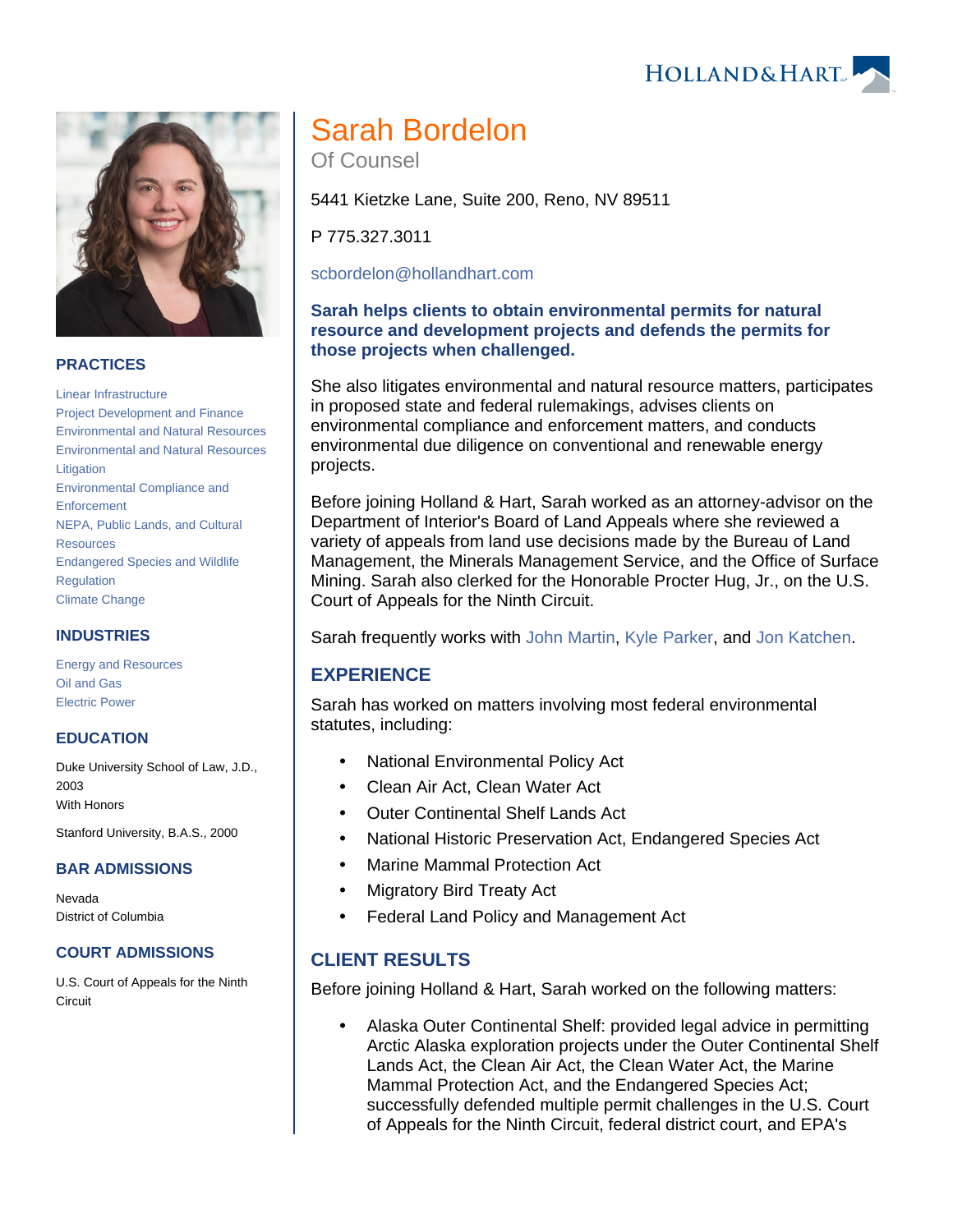# Sarah Bordelon

Of Counsel

5441 Kietzke Lane, Suite 200, Reno, NV 89511

P 775.327.3011

scbordelon@hollandhart.com

**Sarah helps clients to obtain environmental permits for natural resource and development projects and defends the permits for those projects when challenged.**

She also litigates environmental and natural resource matters, participates in proposed state and federal rulemakings, advises clients on environmental compliance and enforcement matters, and conducts environmental due diligence on conventional and renewable energy projects.

Before joining Holland & Hart, Sarah worked as an attorney-advisor on the Department of Interior's Board of Land Appeals where she reviewed a variety of appeals from land use decisions made by the Bureau of Land Management, the Minerals Management Service, and the Office of Surface Mining. Sarah also clerked for the Honorable Procter Hug, Jr., on the U.S. Court of Appeals for the Ninth Circuit.

Sarah frequently works with John Martin, Kyle Parker, and Jon Katchen.

## PRACTICES

- Linear Infrastructure
- Project Development and Finance
- Environmental and Natural Resources
- Environmental and Natural Resources Litigation
- Environmental Compliance and Enforcement
- NEPA, Public Lands, and Cultural Resources
- Endangered Species and Wildlife Regulation
- Climate Change

## INDUSTRIES

- Energy and Resources
- Oil and Gas
- Electric Power

## EDUCATION

Duke University School of Law, J.D., 2003
With Honors

Stanford University, B.A.S., 2000

## BAR ADMISSIONS

Nevada
District of Columbia

## COURT ADMISSIONS

U.S. Court of Appeals for the Ninth Circuit

## EXPERIENCE

Sarah has worked on matters involving most federal environmental statutes, including:

- National Environmental Policy Act
- Clean Air Act, Clean Water Act
- Outer Continental Shelf Lands Act
- National Historic Preservation Act, Endangered Species Act
- Marine Mammal Protection Act
- Migratory Bird Treaty Act
- Federal Land Policy and Management Act

## CLIENT RESULTS

Before joining Holland & Hart, Sarah worked on the following matters:

- Alaska Outer Continental Shelf: provided legal advice in permitting Arctic Alaska exploration projects under the Outer Continental Shelf Lands Act, the Clean Air Act, the Clean Water Act, the Marine Mammal Protection Act, and the Endangered Species Act; successfully defended multiple permit challenges in the U.S. Court of Appeals for the Ninth Circuit, federal district court, and EPA's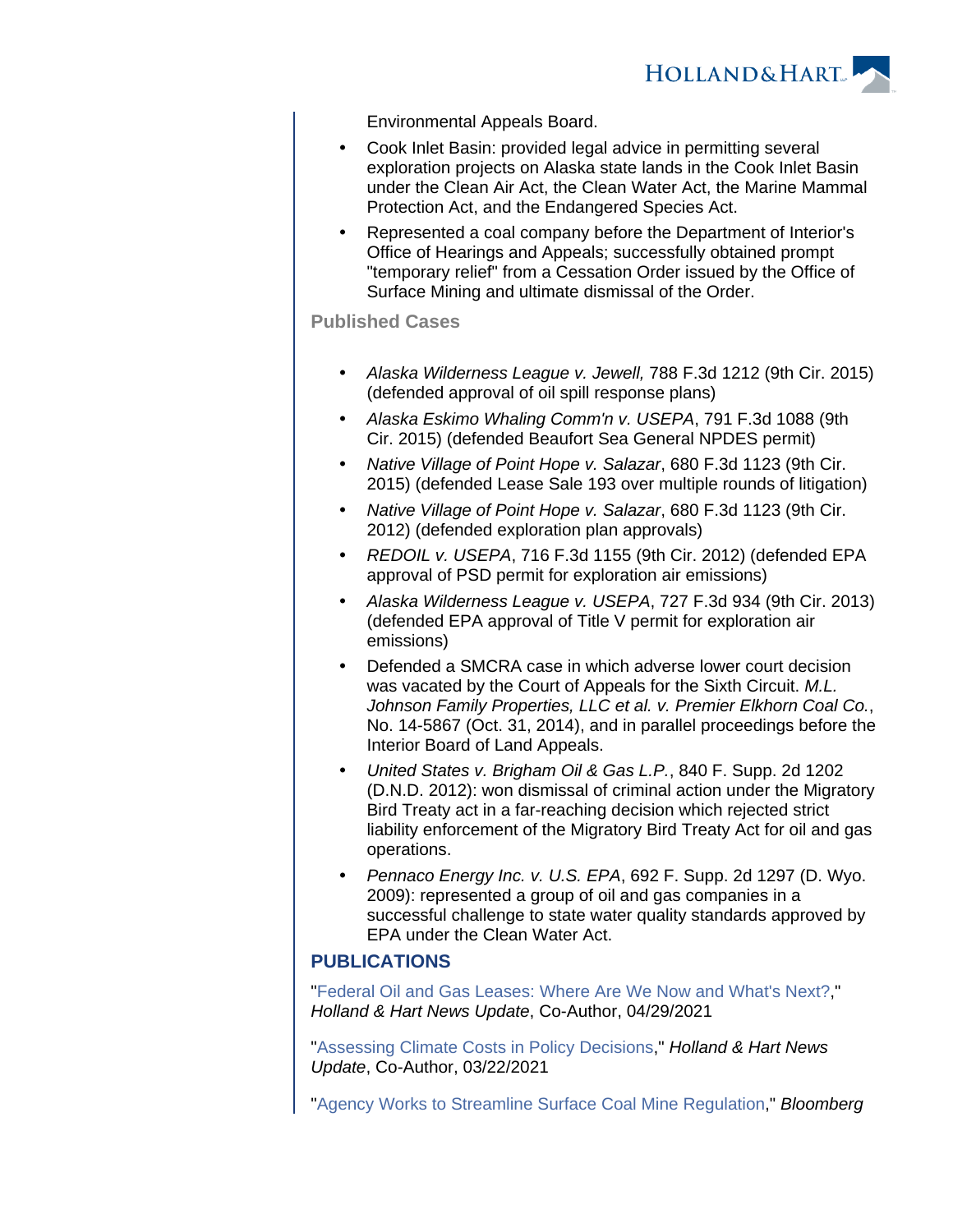Environmental Appeals Board.

- Cook Inlet Basin: provided legal advice in permitting several exploration projects on Alaska state lands in the Cook Inlet Basin under the Clean Air Act, the Clean Water Act, the Marine Mammal Protection Act, and the Endangered Species Act.
- Represented a coal company before the Department of Interior's Office of Hearings and Appeals; successfully obtained prompt "temporary relief" from a Cessation Order issued by the Office of Surface Mining and ultimate dismissal of the Order.

### Published Cases

- *Alaska Wilderness League v. Jewell,* 788 F.3d 1212 (9th Cir. 2015) (defended approval of oil spill response plans)
- *Alaska Eskimo Whaling Comm'n v. USEPA*, 791 F.3d 1088 (9th Cir. 2015) (defended Beaufort Sea General NPDES permit)
- *Native Village of Point Hope v. Salazar*, 680 F.3d 1123 (9th Cir. 2015) (defended Lease Sale 193 over multiple rounds of litigation)
- *Native Village of Point Hope v. Salazar*, 680 F.3d 1123 (9th Cir. 2012) (defended exploration plan approvals)
- *REDOIL v. USEPA*, 716 F.3d 1155 (9th Cir. 2012) (defended EPA approval of PSD permit for exploration air emissions)
- *Alaska Wilderness League v. USEPA*, 727 F.3d 934 (9th Cir. 2013) (defended EPA approval of Title V permit for exploration air emissions)
- Defended a SMCRA case in which adverse lower court decision was vacated by the Court of Appeals for the Sixth Circuit. *M.L. Johnson Family Properties, LLC et al. v. Premier Elkhorn Coal Co.*, No. 14-5867 (Oct. 31, 2014), and in parallel proceedings before the Interior Board of Land Appeals.
- *United States v. Brigham Oil & Gas L.P.*, 840 F. Supp. 2d 1202 (D.N.D. 2012): won dismissal of criminal action under the Migratory Bird Treaty act in a far-reaching decision which rejected strict liability enforcement of the Migratory Bird Treaty Act for oil and gas operations.
- *Pennaco Energy Inc. v. U.S. EPA*, 692 F. Supp. 2d 1297 (D. Wyo. 2009): represented a group of oil and gas companies in a successful challenge to state water quality standards approved by EPA under the Clean Water Act.

## PUBLICATIONS

"Federal Oil and Gas Leases: Where Are We Now and What's Next?," *Holland & Hart News Update*, Co-Author, 04/29/2021

"Assessing Climate Costs in Policy Decisions," *Holland & Hart News Update*, Co-Author, 03/22/2021

"Agency Works to Streamline Surface Coal Mine Regulation," *Bloomberg*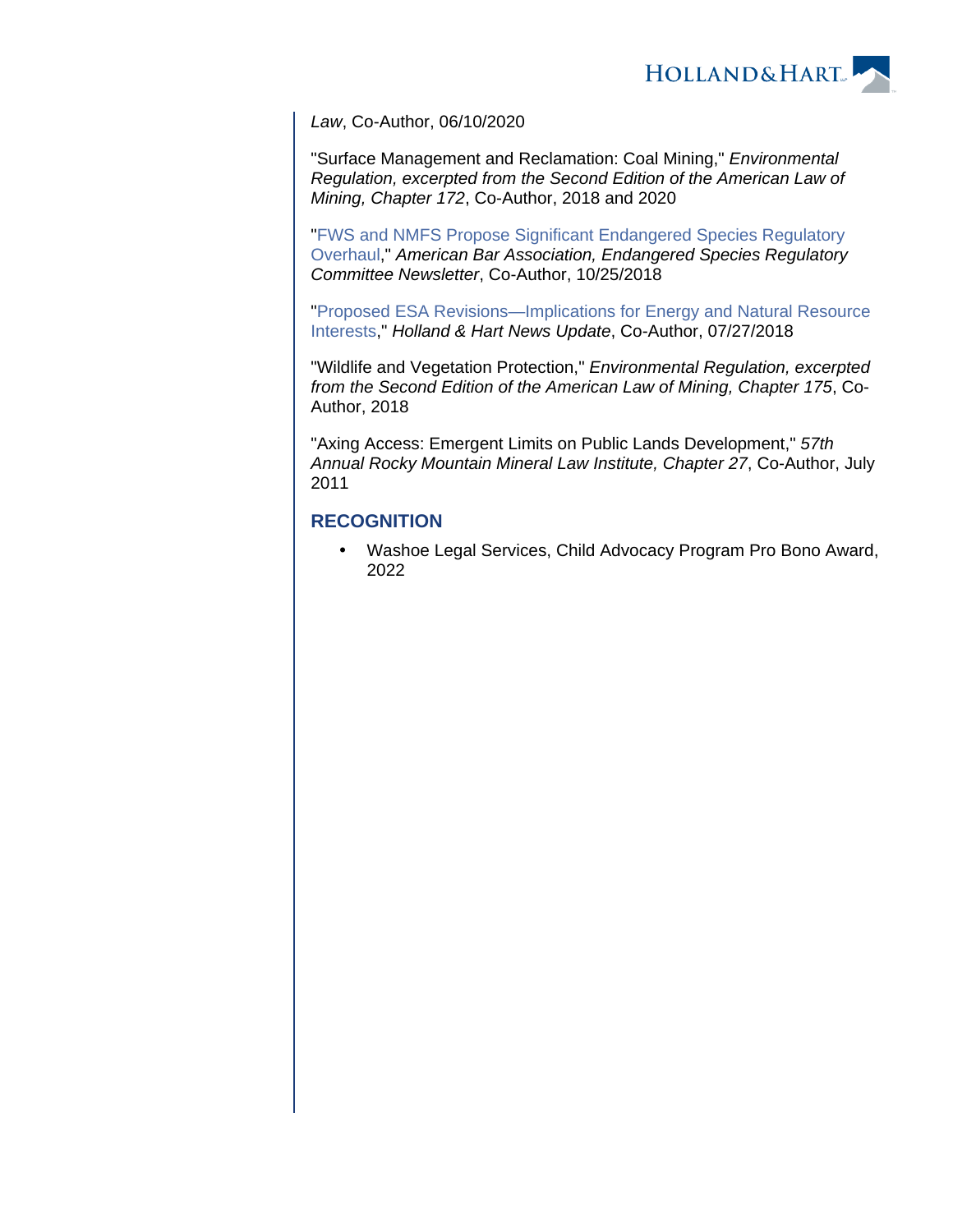*Law*, Co-Author, 06/10/2020

"Surface Management and Reclamation: Coal Mining," *Environmental Regulation, excerpted from the Second Edition of the American Law of Mining, Chapter 172*, Co-Author, 2018 and 2020

"FWS and NMFS Propose Significant Endangered Species Regulatory Overhaul," *American Bar Association, Endangered Species Regulatory Committee Newsletter*, Co-Author, 10/25/2018

"Proposed ESA Revisions—Implications for Energy and Natural Resource Interests," *Holland & Hart News Update*, Co-Author, 07/27/2018

"Wildlife and Vegetation Protection," *Environmental Regulation, excerpted from the Second Edition of the American Law of Mining, Chapter 175*, Co-Author, 2018

"Axing Access: Emergent Limits on Public Lands Development," *57th Annual Rocky Mountain Mineral Law Institute, Chapter 27*, Co-Author, July 2011

## RECOGNITION

- Washoe Legal Services, Child Advocacy Program Pro Bono Award, 2022